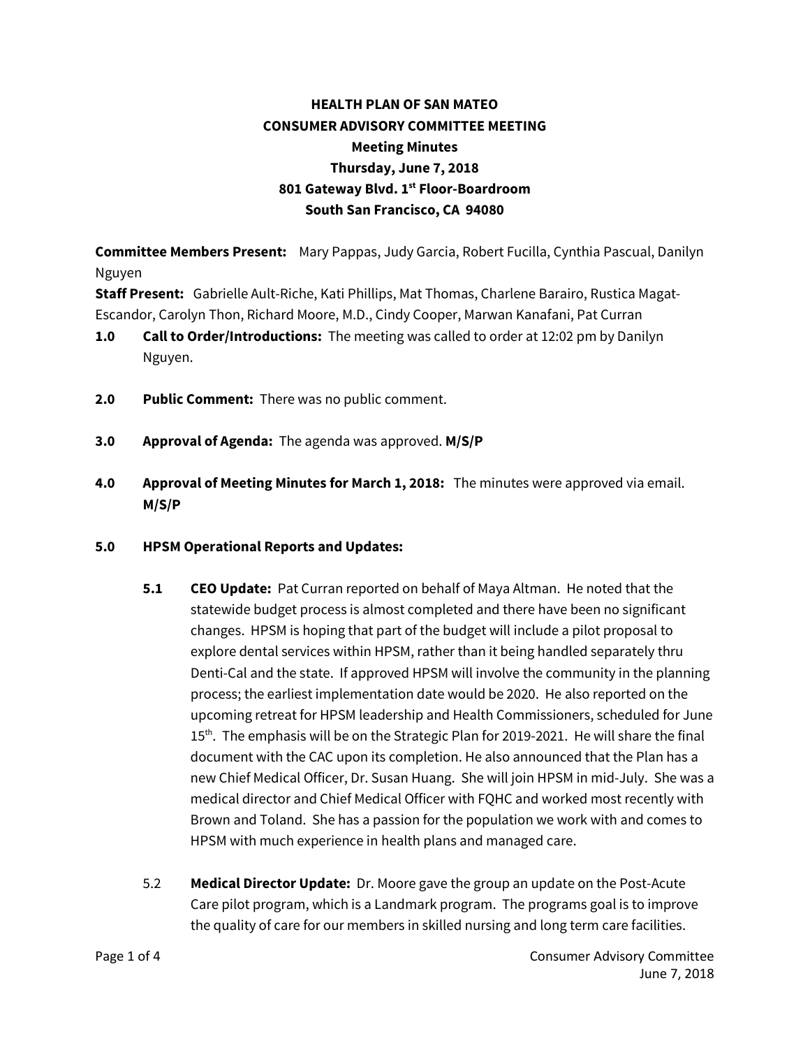**HEALTH PLAN OF SAN MATEO**
**CONSUMER ADVISORY COMMITTEE MEETING**
**Meeting Minutes**
**Thursday, June 7, 2018**
**801 Gateway Blvd. 1st Floor-Boardroom**
**South San Francisco, CA 94080**

**Committee Members Present:** Mary Pappas, Judy Garcia, Robert Fucilla, Cynthia Pascual, Danilyn Nguyen
**Staff Present:** Gabrielle Ault-Riche, Kati Phillips, Mat Thomas, Charlene Barairo, Rustica Magat-Escandor, Carolyn Thon, Richard Moore, M.D., Cindy Cooper, Marwan Kanafani, Pat Curran

**1.0 Call to Order/Introductions:** The meeting was called to order at 12:02 pm by Danilyn Nguyen.

**2.0 Public Comment:** There was no public comment.

**3.0 Approval of Agenda:** The agenda was approved. **M/S/P**

**4.0 Approval of Meeting Minutes for March 1, 2018:** The minutes were approved via email. **M/S/P**

**5.0 HPSM Operational Reports and Updates:**

**5.1 CEO Update:** Pat Curran reported on behalf of Maya Altman. He noted that the statewide budget process is almost completed and there have been no significant changes. HPSM is hoping that part of the budget will include a pilot proposal to explore dental services within HPSM, rather than it being handled separately thru Denti-Cal and the state. If approved HPSM will involve the community in the planning process; the earliest implementation date would be 2020. He also reported on the upcoming retreat for HPSM leadership and Health Commissioners, scheduled for June 15th. The emphasis will be on the Strategic Plan for 2019-2021. He will share the final document with the CAC upon its completion. He also announced that the Plan has a new Chief Medical Officer, Dr. Susan Huang. She will join HPSM in mid-July. She was a medical director and Chief Medical Officer with FQHC and worked most recently with Brown and Toland. She has a passion for the population we work with and comes to HPSM with much experience in health plans and managed care.

5.2 **Medical Director Update:** Dr. Moore gave the group an update on the Post-Acute Care pilot program, which is a Landmark program. The programs goal is to improve the quality of care for our members in skilled nursing and long term care facilities.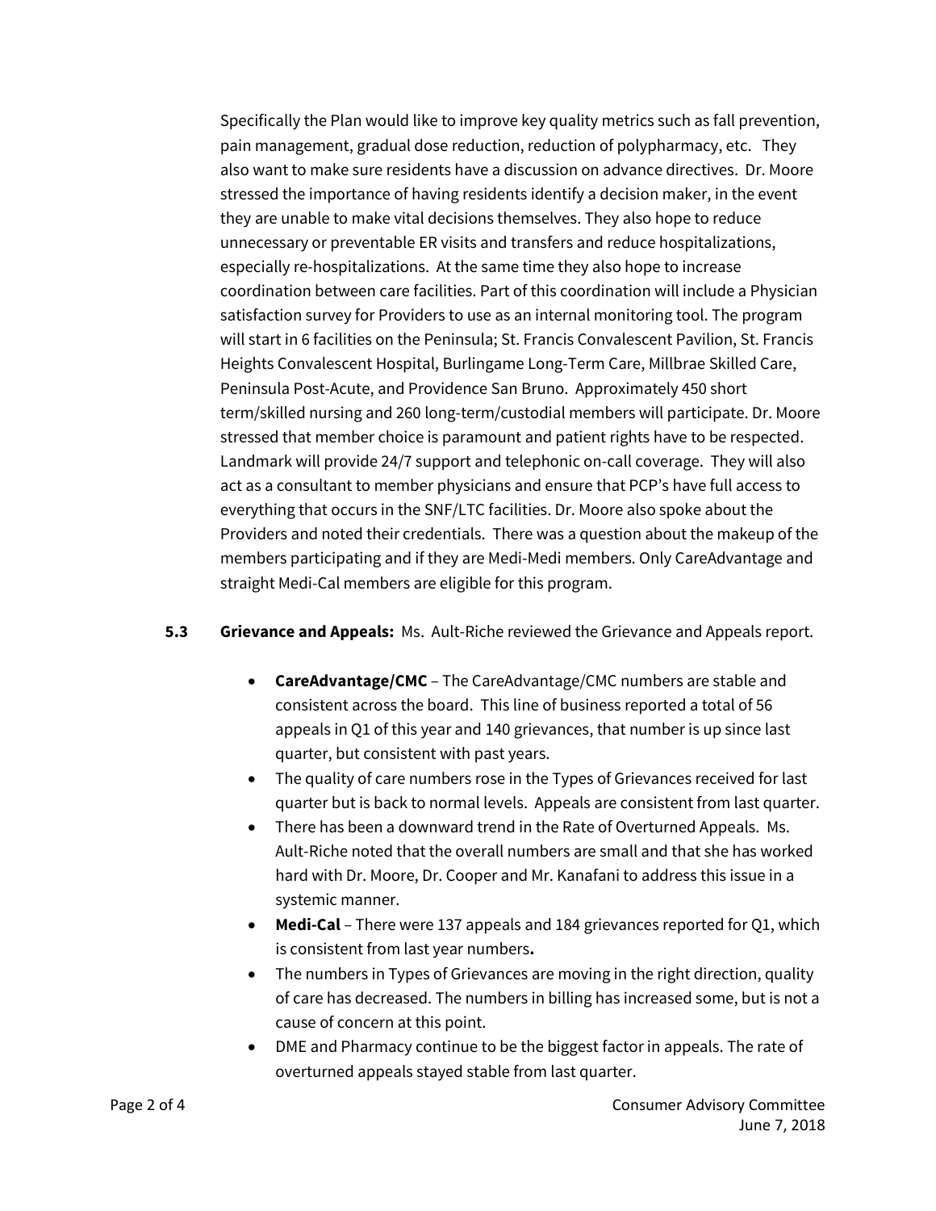Specifically the Plan would like to improve key quality metrics such as fall prevention, pain management, gradual dose reduction, reduction of polypharmacy, etc. They also want to make sure residents have a discussion on advance directives. Dr. Moore stressed the importance of having residents identify a decision maker, in the event they are unable to make vital decisions themselves. They also hope to reduce unnecessary or preventable ER visits and transfers and reduce hospitalizations, especially re-hospitalizations. At the same time they also hope to increase coordination between care facilities. Part of this coordination will include a Physician satisfaction survey for Providers to use as an internal monitoring tool. The program will start in 6 facilities on the Peninsula; St. Francis Convalescent Pavilion, St. Francis Heights Convalescent Hospital, Burlingame Long-Term Care, Millbrae Skilled Care, Peninsula Post-Acute, and Providence San Bruno. Approximately 450 short term/skilled nursing and 260 long-term/custodial members will participate. Dr. Moore stressed that member choice is paramount and patient rights have to be respected. Landmark will provide 24/7 support and telephonic on-call coverage. They will also act as a consultant to member physicians and ensure that PCP's have full access to everything that occurs in the SNF/LTC facilities. Dr. Moore also spoke about the Providers and noted their credentials. There was a question about the makeup of the members participating and if they are Medi-Medi members. Only CareAdvantage and straight Medi-Cal members are eligible for this program.

**5.3 Grievance and Appeals:** Ms. Ault-Riche reviewed the Grievance and Appeals report.

- **CareAdvantage/CMC** – The CareAdvantage/CMC numbers are stable and consistent across the board. This line of business reported a total of 56 appeals in Q1 of this year and 140 grievances, that number is up since last quarter, but consistent with past years.
- The quality of care numbers rose in the Types of Grievances received for last quarter but is back to normal levels. Appeals are consistent from last quarter.
- There has been a downward trend in the Rate of Overturned Appeals. Ms. Ault-Riche noted that the overall numbers are small and that she has worked hard with Dr. Moore, Dr. Cooper and Mr. Kanafani to address this issue in a systemic manner.
- **Medi-Cal** – There were 137 appeals and 184 grievances reported for Q1, which is consistent from last year numbers**.**
- The numbers in Types of Grievances are moving in the right direction, quality of care has decreased. The numbers in billing has increased some, but is not a cause of concern at this point.
- DME and Pharmacy continue to be the biggest factor in appeals. The rate of overturned appeals stayed stable from last quarter.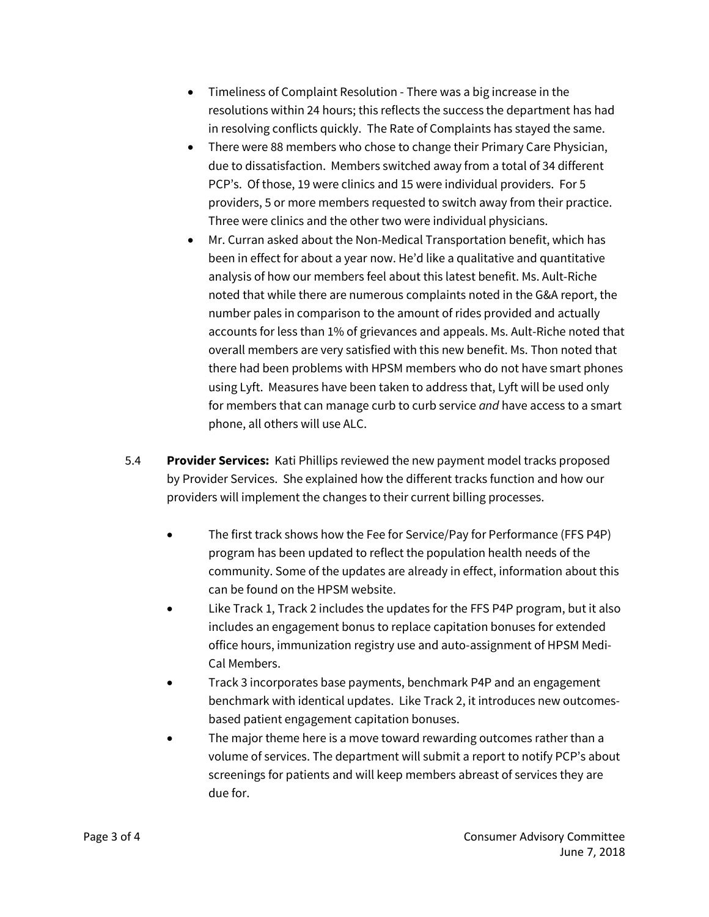- Timeliness of Complaint Resolution - There was a big increase in the resolutions within 24 hours; this reflects the success the department has had in resolving conflicts quickly. The Rate of Complaints has stayed the same.
- There were 88 members who chose to change their Primary Care Physician, due to dissatisfaction. Members switched away from a total of 34 different PCP's. Of those, 19 were clinics and 15 were individual providers. For 5 providers, 5 or more members requested to switch away from their practice. Three were clinics and the other two were individual physicians.
- Mr. Curran asked about the Non-Medical Transportation benefit, which has been in effect for about a year now. He'd like a qualitative and quantitative analysis of how our members feel about this latest benefit. Ms. Ault-Riche noted that while there are numerous complaints noted in the G&A report, the number pales in comparison to the amount of rides provided and actually accounts for less than 1% of grievances and appeals. Ms. Ault-Riche noted that overall members are very satisfied with this new benefit. Ms. Thon noted that there had been problems with HPSM members who do not have smart phones using Lyft. Measures have been taken to address that, Lyft will be used only for members that can manage curb to curb service *and* have access to a smart phone, all others will use ALC.

5.4 **Provider Services:** Kati Phillips reviewed the new payment model tracks proposed by Provider Services. She explained how the different tracks function and how our providers will implement the changes to their current billing processes.

- The first track shows how the Fee for Service/Pay for Performance (FFS P4P) program has been updated to reflect the population health needs of the community. Some of the updates are already in effect, information about this can be found on the HPSM website.
- Like Track 1, Track 2 includes the updates for the FFS P4P program, but it also includes an engagement bonus to replace capitation bonuses for extended office hours, immunization registry use and auto-assignment of HPSM Medi-Cal Members.
- Track 3 incorporates base payments, benchmark P4P and an engagement benchmark with identical updates. Like Track 2, it introduces new outcomes-based patient engagement capitation bonuses.
- The major theme here is a move toward rewarding outcomes rather than a volume of services. The department will submit a report to notify PCP's about screenings for patients and will keep members abreast of services they are due for.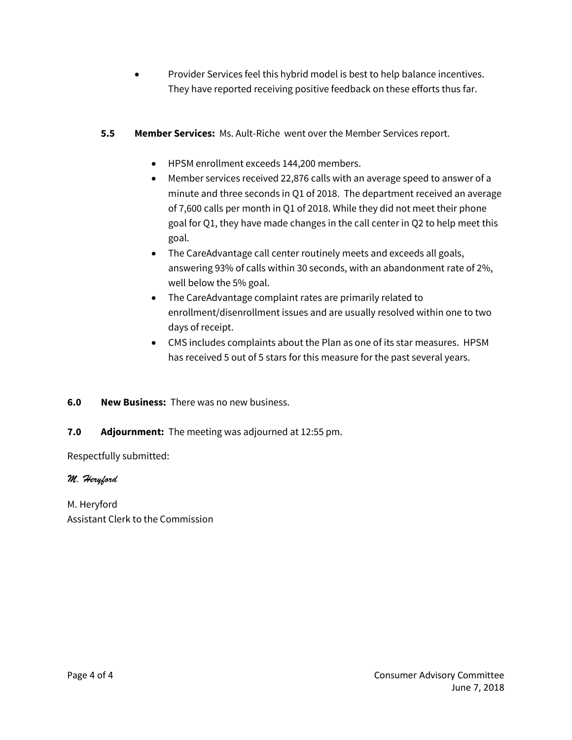- Provider Services feel this hybrid model is best to help balance incentives. They have reported receiving positive feedback on these efforts thus far.

**5.5 Member Services:** Ms. Ault-Riche went over the Member Services report.

- HPSM enrollment exceeds 144,200 members.
- Member services received 22,876 calls with an average speed to answer of a minute and three seconds in Q1 of 2018. The department received an average of 7,600 calls per month in Q1 of 2018. While they did not meet their phone goal for Q1, they have made changes in the call center in Q2 to help meet this goal.
- The CareAdvantage call center routinely meets and exceeds all goals, answering 93% of calls within 30 seconds, with an abandonment rate of 2%, well below the 5% goal.
- The CareAdvantage complaint rates are primarily related to enrollment/disenrollment issues and are usually resolved within one to two days of receipt.
- CMS includes complaints about the Plan as one of its star measures. HPSM has received 5 out of 5 stars for this measure for the past several years.

**6.0 New Business:** There was no new business.

**7.0 Adjournment:** The meeting was adjourned at 12:55 pm.

Respectfully submitted:

*M. Heryford*

M. Heryford
Assistant Clerk to the Commission